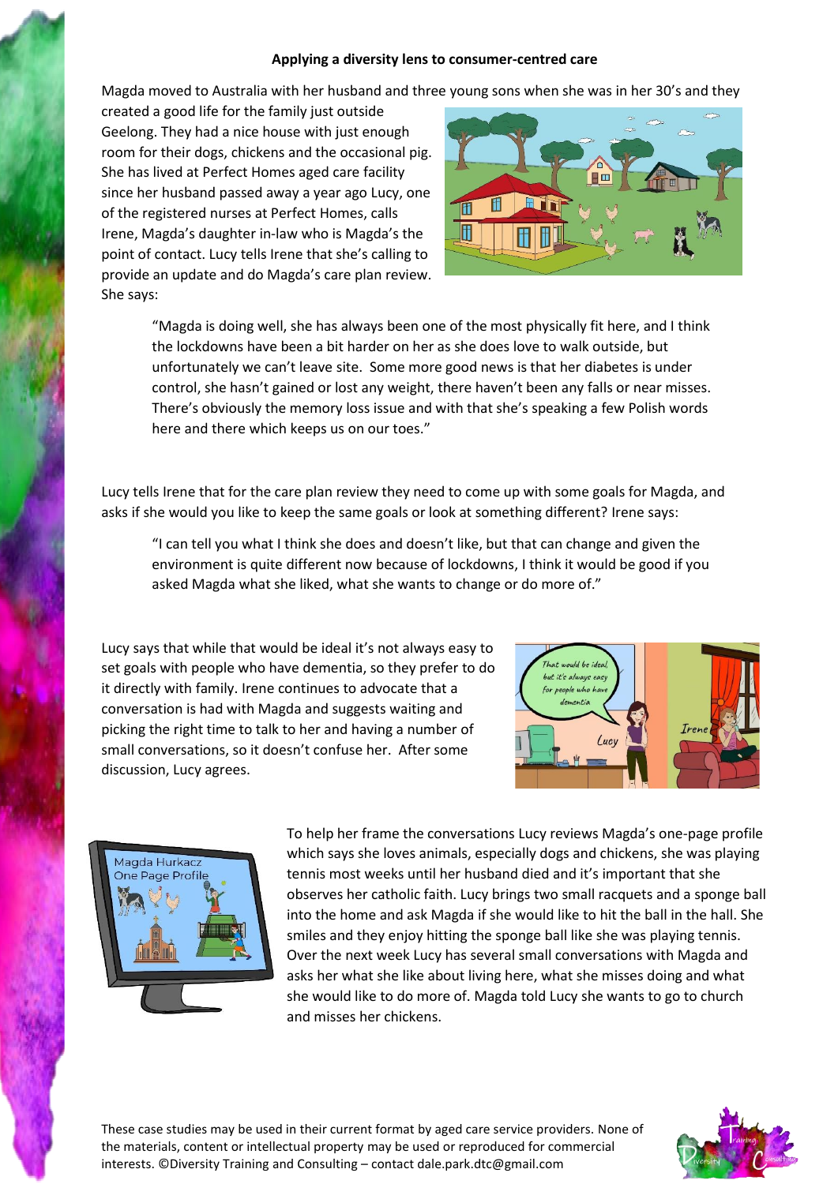## Applying a diversity lens to consumer-centred care

Magda moved to Australia with her husband and three young sons when she was in her 30's and they created a good life for the family just outside Geelong. They had a nice house with just enough room for their dogs, chickens and the occasional pig. She has lived at Perfect Homes aged care facility since her husband passed away a year ago Lucy, one of the registered nurses at Perfect Homes, calls Irene, Magda's daughter in-law who is Magda's the point of contact. Lucy tells Irene that she's calling to provide an update and do Magda's care plan review. She says:

> "Magda is doing well, she has always been one of the most physically fit here, and I think the lockdowns have been a bit harder on her as she does love to walk outside, but unfortunately we can't leave site. Some more good news is that her diabetes is under control, she hasn't gained or lost any weight, there haven't been any falls or near misses. There's obviously the memory loss issue and with that she's speaking a few Polish words here and there which keeps us on our toes."

Lucy tells Irene that for the care plan review they need to come up with some goals for Magda, and asks if she would you like to keep the same goals or look at something different? Irene says:

> "I can tell you what I think she does and doesn't like, but that can change and given the environment is quite different now because of lockdowns, I think it would be good if you asked Magda what she liked, what she wants to change or do more of."

Lucy says that while that would be ideal it's not always easy to set goals with people who have dementia, so they prefer to do it directly with family. Irene continues to advocate that a conversation is had with Magda and suggests waiting and picking the right time to talk to her and having a number of small conversations, so it doesn't confuse her. After some discussion, Lucy agrees.

To help her frame the conversations Lucy reviews Magda's one-page profile which says she loves animals, especially dogs and chickens, she was playing tennis most weeks until her husband died and it's important that she observes her catholic faith. Lucy brings two small racquets and a sponge ball into the home and ask Magda if she would like to hit the ball in the hall. She smiles and they enjoy hitting the sponge ball like she was playing tennis. Over the next week Lucy has several small conversations with Magda and asks her what she like about living here, what she misses doing and what she would like to do more of. Magda told Lucy she wants to go to church and misses her chickens.

These case studies may be used in their current format by aged care service providers. None of the materials, content or intellectual property may be used or reproduced for commercial interests. ©Diversity Training and Consulting – contact dale.park.dtc@gmail.com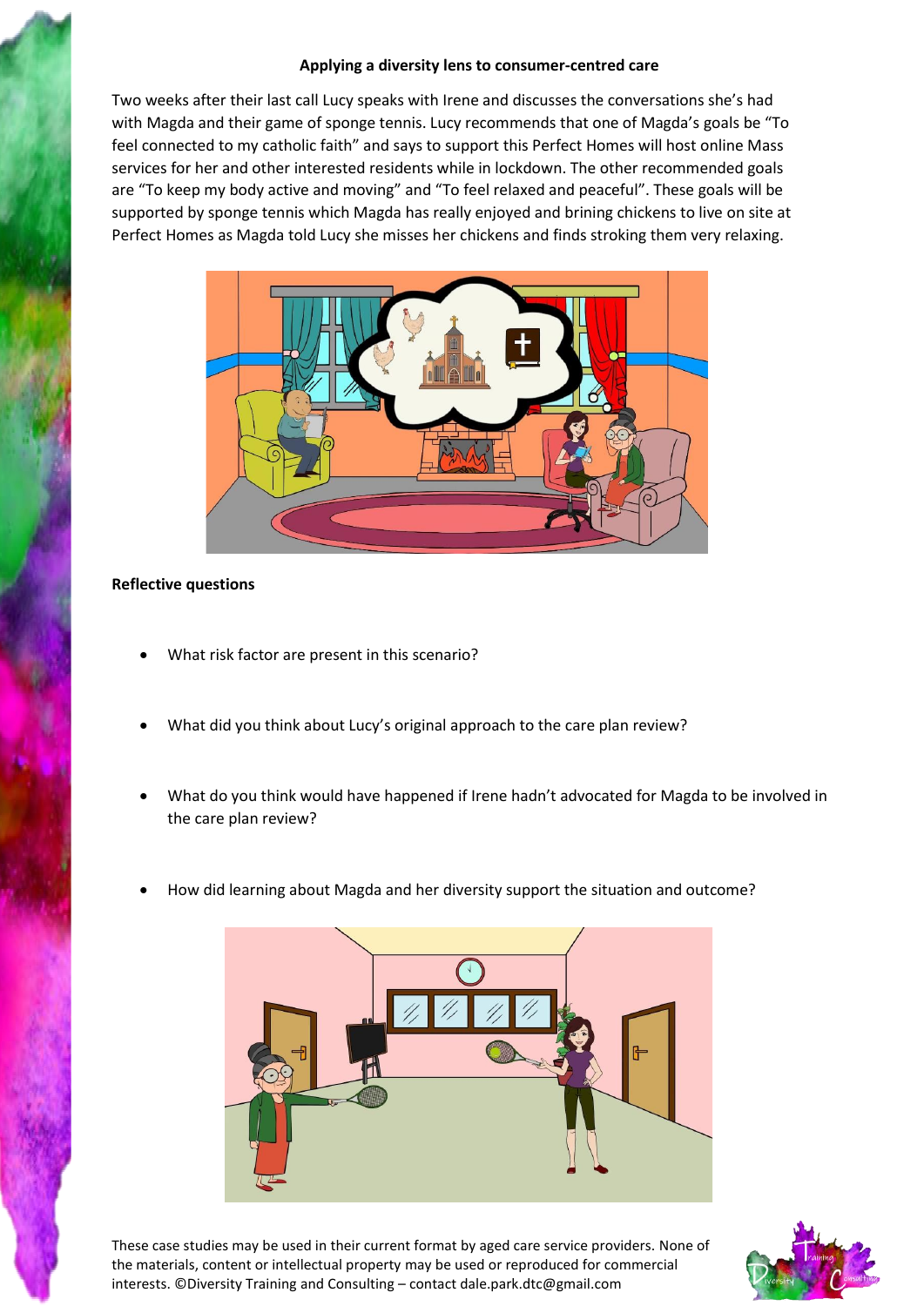**Applying a diversity lens to consumer-centred care**

Two weeks after their last call Lucy speaks with Irene and discusses the conversations she's had with Magda and their game of sponge tennis. Lucy recommends that one of Magda's goals be "To feel connected to my catholic faith" and says to support this Perfect Homes will host online Mass services for her and other interested residents while in lockdown. The other recommended goals are "To keep my body active and moving" and "To feel relaxed and peaceful". These goals will be supported by sponge tennis which Magda has really enjoyed and brining chickens to live on site at Perfect Homes as Magda told Lucy she misses her chickens and finds stroking them very relaxing.

**Reflective questions**

- What risk factor are present in this scenario?
- What did you think about Lucy's original approach to the care plan review?
- What do you think would have happened if Irene hadn't advocated for Magda to be involved in the care plan review?
- How did learning about Magda and her diversity support the situation and outcome?

These case studies may be used in their current format by aged care service providers. None of the materials, content or intellectual property may be used or reproduced for commercial interests. ©Diversity Training and Consulting – contact dale.park.dtc@gmail.com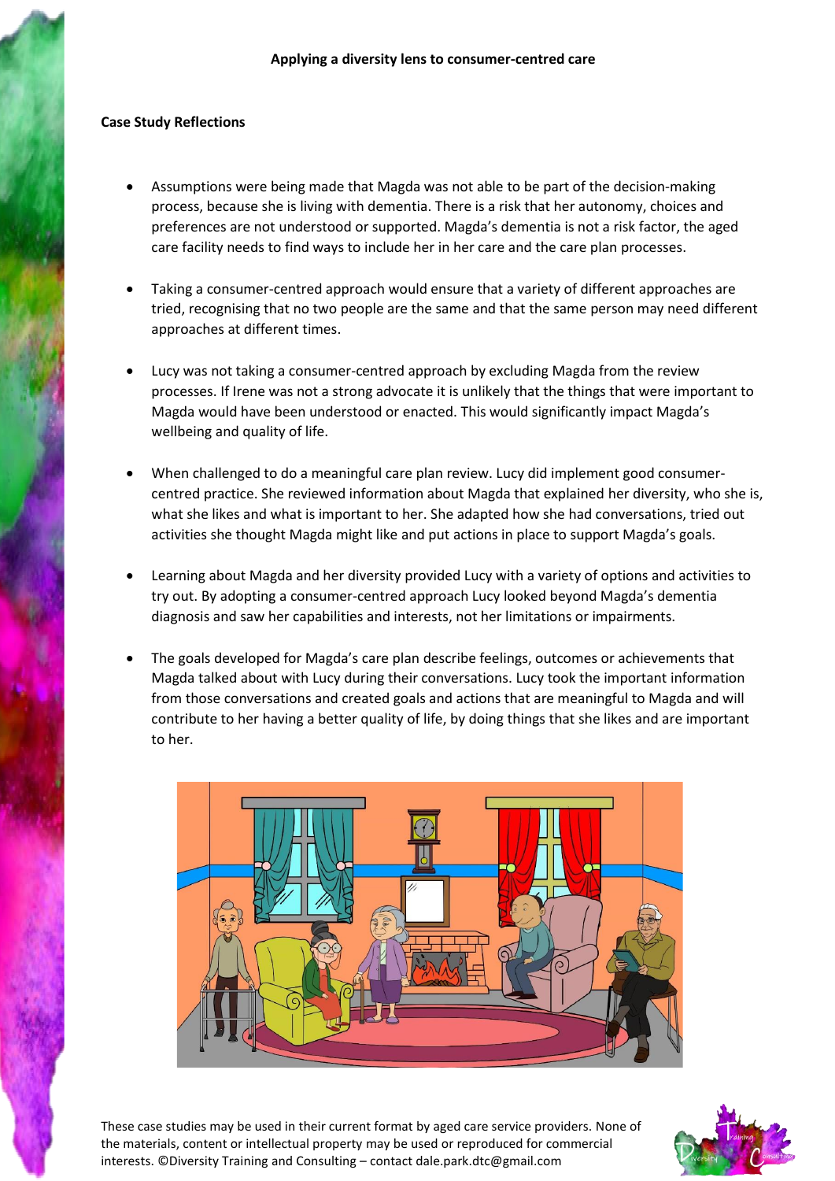**Applying a diversity lens to consumer-centred care**

**Case Study Reflections**

- Assumptions were being made that Magda was not able to be part of the decision-making process, because she is living with dementia. There is a risk that her autonomy, choices and preferences are not understood or supported. Magda's dementia is not a risk factor, the aged care facility needs to find ways to include her in her care and the care plan processes.

- Taking a consumer-centred approach would ensure that a variety of different approaches are tried, recognising that no two people are the same and that the same person may need different approaches at different times.

- Lucy was not taking a consumer-centred approach by excluding Magda from the review processes. If Irene was not a strong advocate it is unlikely that the things that were important to Magda would have been understood or enacted. This would significantly impact Magda's wellbeing and quality of life.

- When challenged to do a meaningful care plan review. Lucy did implement good consumer-centred practice. She reviewed information about Magda that explained her diversity, who she is, what she likes and what is important to her. She adapted how she had conversations, tried out activities she thought Magda might like and put actions in place to support Magda's goals.

- Learning about Magda and her diversity provided Lucy with a variety of options and activities to try out. By adopting a consumer-centred approach Lucy looked beyond Magda's dementia diagnosis and saw her capabilities and interests, not her limitations or impairments.

- The goals developed for Magda's care plan describe feelings, outcomes or achievements that Magda talked about with Lucy during their conversations. Lucy took the important information from those conversations and created goals and actions that are meaningful to Magda and will contribute to her having a better quality of life, by doing things that she likes and are important to her.

These case studies may be used in their current format by aged care service providers. None of the materials, content or intellectual property may be used or reproduced for commercial interests. ©Diversity Training and Consulting – contact dale.park.dtc@gmail.com